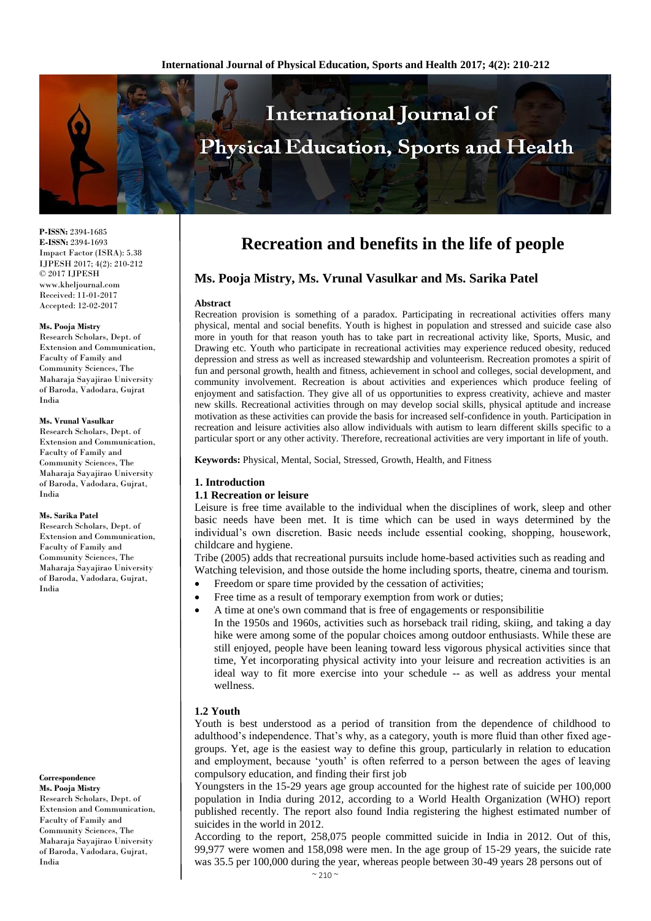# Recreation and benefits in the life of people

## Ms. Pooja Mistry, Ms. Vrunal Vasulkar and Ms. Sarika Patel

**P-ISSN:** 2394-1685
**E-ISSN:** 2394-1693
Impact Factor (ISRA): 5.38
IJPESH 2017; 4(2): 210-212
© 2017 IJPESH
www.kheljournal.com
Received: 11-01-2017
Accepted: 12-02-2017

**Ms. Pooja Mistry**
Research Scholars, Dept. of Extension and Communication, Faculty of Family and Community Sciences, The Maharaja Sayajirao University of Baroda, Vadodara, Gujrat India

**Ms. Vrunal Vasulkar**
Research Scholars, Dept. of Extension and Communication, Faculty of Family and Community Sciences, The Maharaja Sayajirao University of Baroda, Vadodara, Gujrat, India

**Ms. Sarika Patel**
Research Scholars, Dept. of Extension and Communication, Faculty of Family and Community Sciences, The Maharaja Sayajirao University of Baroda, Vadodara, Gujrat, India

**Correspondence**
**Ms. Pooja Mistry**
Research Scholars, Dept. of Extension and Communication, Faculty of Family and Community Sciences, The Maharaja Sayajirao University of Baroda, Vadodara, Gujrat, India

### Abstract

Recreation provision is something of a paradox. Participating in recreational activities offers many physical, mental and social benefits. Youth is highest in population and stressed and suicide case also more in youth for that reason youth has to take part in recreational activity like, Sports, Music, and Drawing etc. Youth who participate in recreational activities may experience reduced obesity, reduced depression and stress as well as increased stewardship and volunteerism. Recreation promotes a spirit of fun and personal growth, health and fitness, achievement in school and colleges, social development, and community involvement. Recreation is about activities and experiences which produce feeling of enjoyment and satisfaction. They give all of us opportunities to express creativity, achieve and master new skills. Recreational activities through on may develop social skills, physical aptitude and increase motivation as these activities can provide the basis for increased self-confidence in youth. Participation in recreation and leisure activities also allow individuals with autism to learn different skills specific to a particular sport or any other activity. Therefore, recreational activities are very important in life of youth.

**Keywords:** Physical, Mental, Social, Stressed, Growth, Health, and Fitness

### 1. Introduction

#### 1.1 Recreation or leisure

Leisure is free time available to the individual when the disciplines of work, sleep and other basic needs have been met. It is time which can be used in ways determined by the individual's own discretion. Basic needs include essential cooking, shopping, housework, childcare and hygiene.

Tribe (2005) adds that recreational pursuits include home-based activities such as reading and Watching television, and those outside the home including sports, theatre, cinema and tourism.

- Freedom or spare time provided by the cessation of activities;
- Free time as a result of temporary exemption from work or duties;
- A time at one's own command that is free of engagements or responsibilitie

In the 1950s and 1960s, activities such as horseback trail riding, skiing, and taking a day hike were among some of the popular choices among outdoor enthusiasts. While these are still enjoyed, people have been leaning toward less vigorous physical activities since that time, Yet incorporating physical activity into your leisure and recreation activities is an ideal way to fit more exercise into your schedule -- as well as address your mental wellness.

#### 1.2 Youth

Youth is best understood as a period of transition from the dependence of childhood to adulthood's independence. That's why, as a category, youth is more fluid than other fixed age-groups. Yet, age is the easiest way to define this group, particularly in relation to education and employment, because 'youth' is often referred to a person between the ages of leaving compulsory education, and finding their first job

Youngsters in the 15-29 years age group accounted for the highest rate of suicide per 100,000 population in India during 2012, according to a World Health Organization (WHO) report published recently. The report also found India registering the highest estimated number of suicides in the world in 2012.

According to the report, 258,075 people committed suicide in India in 2012. Out of this, 99,977 were women and 158,098 were men. In the age group of 15-29 years, the suicide rate was 35.5 per 100,000 during the year, whereas people between 30-49 years 28 persons out of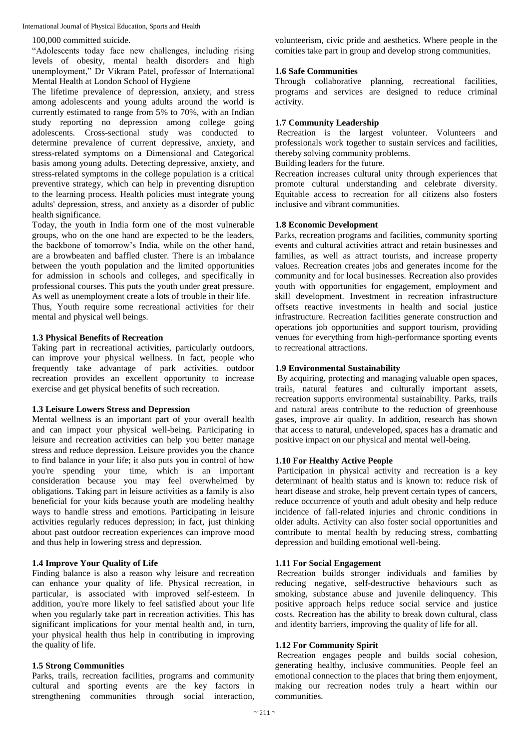100,000 committed suicide.

"Adolescents today face new challenges, including rising levels of obesity, mental health disorders and high unemployment," Dr Vikram Patel, professor of International Mental Health at London School of Hygiene

The lifetime prevalence of depression, anxiety, and stress among adolescents and young adults around the world is currently estimated to range from 5% to 70%, with an Indian study reporting no depression among college going adolescents. Cross-sectional study was conducted to determine prevalence of current depressive, anxiety, and stress-related symptoms on a Dimensional and Categorical basis among young adults. Detecting depressive, anxiety, and stress-related symptoms in the college population is a critical preventive strategy, which can help in preventing disruption to the learning process. Health policies must integrate young adults' depression, stress, and anxiety as a disorder of public health significance.

Today, the youth in India form one of the most vulnerable groups, who on the one hand are expected to be the leaders, the backbone of tomorrow's India, while on the other hand, are a browbeaten and baffled cluster. There is an imbalance between the youth population and the limited opportunities for admission in schools and colleges, and specifically in professional courses. This puts the youth under great pressure. As well as unemployment create a lots of trouble in their life.

Thus, Youth require some recreational activities for their mental and physical well beings.

### 1.3 Physical Benefits of Recreation

Taking part in recreational activities, particularly outdoors, can improve your physical wellness. In fact, people who frequently take advantage of park activities. outdoor recreation provides an excellent opportunity to increase exercise and get physical benefits of such recreation.

### 1.3 Leisure Lowers Stress and Depression

Mental wellness is an important part of your overall health and can impact your physical well-being. Participating in leisure and recreation activities can help you better manage stress and reduce depression. Leisure provides you the chance to find balance in your life; it also puts you in control of how you're spending your time, which is an important consideration because you may feel overwhelmed by obligations. Taking part in leisure activities as a family is also beneficial for your kids because youth are modeling healthy ways to handle stress and emotions. Participating in leisure activities regularly reduces depression; in fact, just thinking about past outdoor recreation experiences can improve mood and thus help in lowering stress and depression.

### 1.4 Improve Your Quality of Life

Finding balance is also a reason why leisure and recreation can enhance your quality of life. Physical recreation, in particular, is associated with improved self-esteem. In addition, you're more likely to feel satisfied about your life when you regularly take part in recreation activities. This has significant implications for your mental health and, in turn, your physical health thus help in contributing in improving the quality of life.

### 1.5 Strong Communities

Parks, trails, recreation facilities, programs and community cultural and sporting events are the key factors in strengthening communities through social interaction, volunteerism, civic pride and aesthetics. Where people in the comities take part in group and develop strong communities.

### 1.6 Safe Communities

Through collaborative planning, recreational facilities, programs and services are designed to reduce criminal activity.

### 1.7 Community Leadership

Recreation is the largest volunteer. Volunteers and professionals work together to sustain services and facilities, thereby solving community problems.

Building leaders for the future.

Recreation increases cultural unity through experiences that promote cultural understanding and celebrate diversity. Equitable access to recreation for all citizens also fosters inclusive and vibrant communities.

### 1.8 Economic Development

Parks, recreation programs and facilities, community sporting events and cultural activities attract and retain businesses and families, as well as attract tourists, and increase property values. Recreation creates jobs and generates income for the community and for local businesses. Recreation also provides youth with opportunities for engagement, employment and skill development. Investment in recreation infrastructure offsets reactive investments in health and social justice infrastructure. Recreation facilities generate construction and operations job opportunities and support tourism, providing venues for everything from high-performance sporting events to recreational attractions.

### 1.9 Environmental Sustainability

By acquiring, protecting and managing valuable open spaces, trails, natural features and culturally important assets, recreation supports environmental sustainability. Parks, trails and natural areas contribute to the reduction of greenhouse gases, improve air quality. In addition, research has shown that access to natural, undeveloped, spaces has a dramatic and positive impact on our physical and mental well-being.

### 1.10 For Healthy Active People

Participation in physical activity and recreation is a key determinant of health status and is known to: reduce risk of heart disease and stroke, help prevent certain types of cancers, reduce occurrence of youth and adult obesity and help reduce incidence of fall-related injuries and chronic conditions in older adults. Activity can also foster social opportunities and contribute to mental health by reducing stress, combatting depression and building emotional well-being.

### 1.11 For Social Engagement

Recreation builds stronger individuals and families by reducing negative, self-destructive behaviours such as smoking, substance abuse and juvenile delinquency. This positive approach helps reduce social service and justice costs. Recreation has the ability to break down cultural, class and identity barriers, improving the quality of life for all.

### 1.12 For Community Spirit

Recreation engages people and builds social cohesion, generating healthy, inclusive communities. People feel an emotional connection to the places that bring them enjoyment, making our recreation nodes truly a heart within our communities.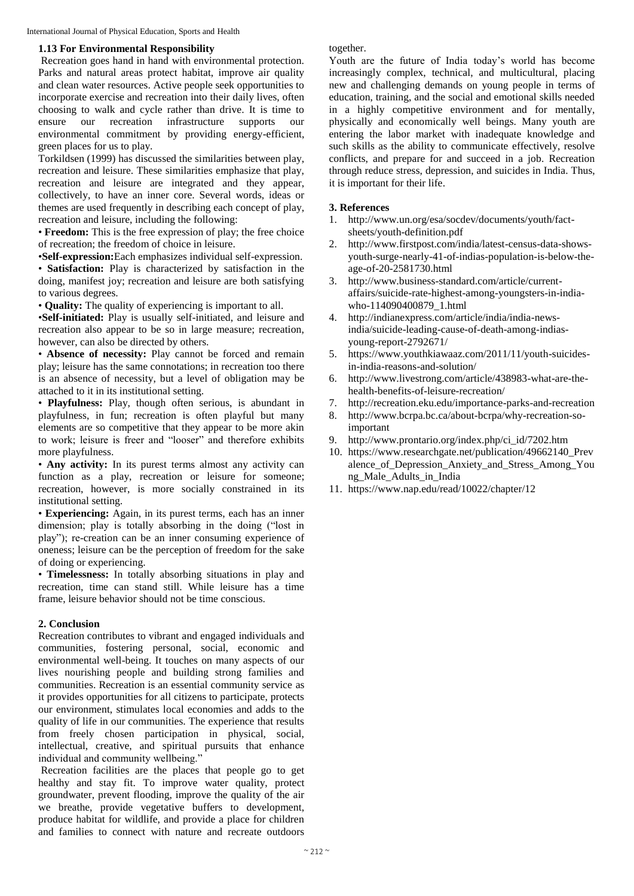### 1.13 For Environmental Responsibility

Recreation goes hand in hand with environmental protection. Parks and natural areas protect habitat, improve air quality and clean water resources. Active people seek opportunities to incorporate exercise and recreation into their daily lives, often choosing to walk and cycle rather than drive. It is time to ensure our recreation infrastructure supports our environmental commitment by providing energy-efficient, green places for us to play.

Torkildsen (1999) has discussed the similarities between play, recreation and leisure. These similarities emphasize that play, recreation and leisure are integrated and they appear, collectively, to have an inner core. Several words, ideas or themes are used frequently in describing each concept of play, recreation and leisure, including the following:

- **Freedom:** This is the free expression of play; the free choice of recreation; the freedom of choice in leisure.
- **Self-expression:** Each emphasizes individual self-expression.
- **Satisfaction:** Play is characterized by satisfaction in the doing, manifest joy; recreation and leisure are both satisfying to various degrees.
- **Quality:** The quality of experiencing is important to all.
- **Self-initiated:** Play is usually self-initiated, and leisure and recreation also appear to be so in large measure; recreation, however, can also be directed by others.
- **Absence of necessity:** Play cannot be forced and remain play; leisure has the same connotations; in recreation too there is an absence of necessity, but a level of obligation may be attached to it in its institutional setting.
- **Playfulness:** Play, though often serious, is abundant in playfulness, in fun; recreation is often playful but many elements are so competitive that they appear to be more akin to work; leisure is freer and "looser" and therefore exhibits more playfulness.
- **Any activity:** In its purest terms almost any activity can function as a play, recreation or leisure for someone; recreation, however, is more socially constrained in its institutional setting.
- **Experiencing:** Again, in its purest terms, each has an inner dimension; play is totally absorbing in the doing ("lost in play"); re-creation can be an inner consuming experience of oneness; leisure can be the perception of freedom for the sake of doing or experiencing.
- **Timelessness:** In totally absorbing situations in play and recreation, time can stand still. While leisure has a time frame, leisure behavior should not be time conscious.

## 2. Conclusion

Recreation contributes to vibrant and engaged individuals and communities, fostering personal, social, economic and environmental well-being. It touches on many aspects of our lives nourishing people and building strong families and communities. Recreation is an essential community service as it provides opportunities for all citizens to participate, protects our environment, stimulates local economies and adds to the quality of life in our communities. The experience that results from freely chosen participation in physical, social, intellectual, creative, and spiritual pursuits that enhance individual and community wellbeing."

Recreation facilities are the places that people go to get healthy and stay fit. To improve water quality, protect groundwater, prevent flooding, improve the quality of the air we breathe, provide vegetative buffers to development, produce habitat for wildlife, and provide a place for children and families to connect with nature and recreate outdoors together.

Youth are the future of India today's world has become increasingly complex, technical, and multicultural, placing new and challenging demands on young people in terms of education, training, and the social and emotional skills needed in a highly competitive environment and for mentally, physically and economically well beings. Many youth are entering the labor market with inadequate knowledge and such skills as the ability to communicate effectively, resolve conflicts, and prepare for and succeed in a job. Recreation through reduce stress, depression, and suicides in India. Thus, it is important for their life.

## 3. References

1. http://www.un.org/esa/socdev/documents/youth/fact-sheets/youth-definition.pdf
2. http://www.firstpost.com/india/latest-census-data-shows-youth-surge-nearly-41-of-indias-population-is-below-the-age-of-20-2581730.html
3. http://www.business-standard.com/article/current-affairs/suicide-rate-highest-among-youngsters-in-india-who-114090400879_1.html
4. http://indianexpress.com/article/india/india-news-india/suicide-leading-cause-of-death-among-indias-young-report-2792671/
5. https://www.youthkiawaaz.com/2011/11/youth-suicides-in-india-reasons-and-solution/
6. http://www.livestrong.com/article/438983-what-are-the-health-benefits-of-leisure-recreation/
7. http://recreation.eku.edu/importance-parks-and-recreation
8. http://www.bcrpa.bc.ca/about-bcrpa/why-recreation-so-important
9. http://www.prontario.org/index.php/ci_id/7202.htm
10. https://www.researchgate.net/publication/49662140_Prevalence_of_Depression_Anxiety_and_Stress_Among_Young_Male_Adults_in_India
11. https://www.nap.edu/read/10022/chapter/12